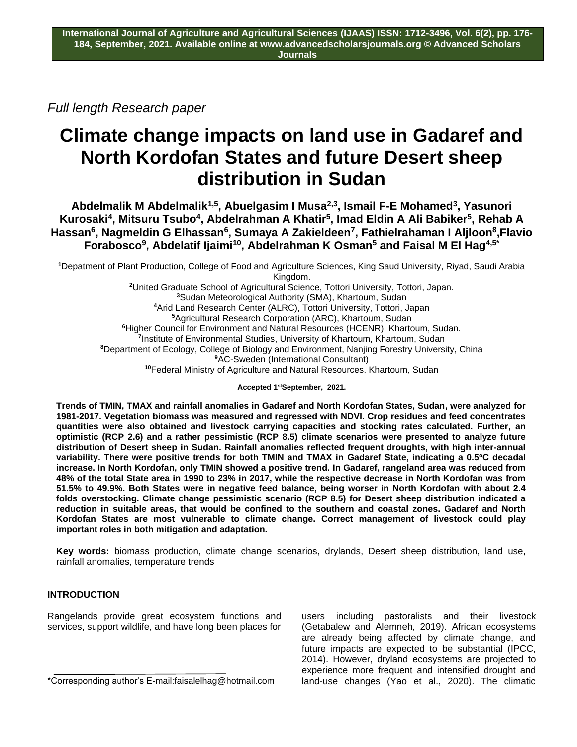*Full length Research paper*

# Climate change impacts on land use in Gadaref and North Kordofan States and future Desert sheep distribution in Sudan

**Abdelmalik M Abdelmalik[1,5], Abuelgasim I Musa[2,3], Ismail F-E Mohamed[3], Yasunori Kurosaki[4], Mitsuru Tsubo[4], Abdelrahman A Khatir[5], Imad Eldin A Ali Babiker[5], Rehab A Hassan[6], Nagmeldin G Elhassan[6], Sumaya A Zakieldeen[7], Fathielrahaman I Aljloon[8], Flavio Forabosco[9], Abdelatif Ijaimi[10], Abdelrahman K Osman[5] and Faisal M El Hag[4,5*]**

[1]Depatment of Plant Production, College of Food and Agriculture Sciences, King Saud University, Riyad, Saudi Arabia Kingdom.
[2]United Graduate School of Agricultural Science, Tottori University, Tottori, Japan.
[3]Sudan Meteorological Authority (SMA), Khartoum, Sudan
[4]Arid Land Research Center (ALRC), Tottori University, Tottori, Japan
[5]Agricultural Research Corporation (ARC), Khartoum, Sudan
[6]Higher Council for Environment and Natural Resources (HCENR), Khartoum, Sudan.
[7]Institute of Environmental Studies, University of Khartoum, Khartoum, Sudan
[8]Department of Ecology, College of Biology and Environment, Nanjing Forestry University, China
[9]AC-Sweden (International Consultant)
[10]Federal Ministry of Agriculture and Natural Resources, Khartoum, Sudan

**Accepted 1st September, 2021.**

**Trends of TMIN, TMAX and rainfall anomalies in Gadaref and North Kordofan States, Sudan, were analyzed for 1981-2017. Vegetation biomass was measured and regressed with NDVI. Crop residues and feed concentrates quantities were also obtained and livestock carrying capacities and stocking rates calculated. Further, an optimistic (RCP 2.6) and a rather pessimistic (RCP 8.5) climate scenarios were presented to analyze future distribution of Desert sheep in Sudan. Rainfall anomalies reflected frequent droughts, with high inter-annual variability. There were positive trends for both TMIN and TMAX in Gadaref State, indicating a 0.5ºC decadal increase. In North Kordofan, only TMIN showed a positive trend. In Gadaref, rangeland area was reduced from 48% of the total State area in 1990 to 23% in 2017, while the respective decrease in North Kordofan was from 51.5% to 49.9%. Both States were in negative feed balance, being worser in North Kordofan with about 2.4 folds overstocking. Climate change pessimistic scenario (RCP 8.5) for Desert sheep distribution indicated a reduction in suitable areas, that would be confined to the southern and coastal zones. Gadaref and North Kordofan States are most vulnerable to climate change. Correct management of livestock could play important roles in both mitigation and adaptation.**

**Key words:** biomass production, climate change scenarios, drylands, Desert sheep distribution, land use, rainfall anomalies, temperature trends

## INTRODUCTION

Rangelands provide great ecosystem functions and services, support wildlife, and have long been places for users including pastoralists and their livestock (Getabalew and Alemneh, 2019). African ecosystems are already being affected by climate change, and future impacts are expected to be substantial (IPCC, 2014). However, dryland ecosystems are projected to experience more frequent and intensified drought and land-use changes (Yao et al., 2020). The climatic

*Corresponding author's E-mail:faisalelhag@hotmail.com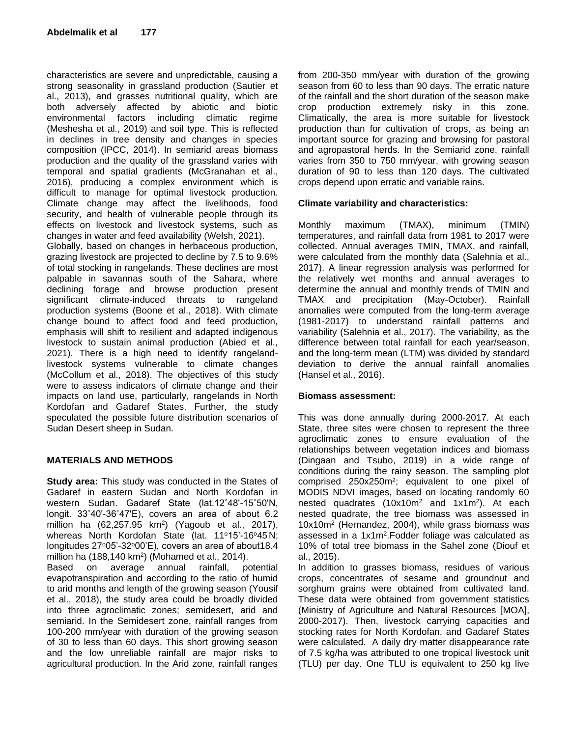characteristics are severe and unpredictable, causing a strong seasonality in grassland production (Sautier et al., 2013), and grasses nutritional quality, which are both adversely affected by abiotic and biotic environmental factors including climatic regime (Meshesha et al., 2019) and soil type. This is reflected in declines in tree density and changes in species composition (IPCC, 2014). In semiarid areas biomass production and the quality of the grassland varies with temporal and spatial gradients (McGranahan et al., 2016), producing a complex environment which is difficult to manage for optimal livestock production. Climate change may affect the livelihoods, food security, and health of vulnerable people through its effects on livestock and livestock systems, such as changes in water and feed availability (Welsh, 2021).

Globally, based on changes in herbaceous production, grazing livestock are projected to decline by 7.5 to 9.6% of total stocking in rangelands. These declines are most palpable in savannas south of the Sahara, where declining forage and browse production present significant climate-induced threats to rangeland production systems (Boone et al., 2018). With climate change bound to affect food and feed production, emphasis will shift to resilient and adapted indigenous livestock to sustain animal production (Abied et al., 2021). There is a high need to identify rangeland-livestock systems vulnerable to climate changes (McCollum et al., 2018). The objectives of this study were to assess indicators of climate change and their impacts on land use, particularly, rangelands in North Kordofan and Gadaref States. Further, the study speculated the possible future distribution scenarios of Sudan Desert sheep in Sudan.

## MATERIALS AND METHODS

**Study area:** This study was conducted in the States of Gadaref in eastern Sudan and North Kordofan in western Sudan. Gadaref State (lat.12˚48'-15˚50'N, longit. 33˚40'-36˚47'E), covers an area of about 6.2 million ha (62,257.95 km$^2$) (Yagoub et al., 2017), whereas North Kordofan State (lat. 11$^o$15'-16$^o$45'N; longitudes 27$^o$05'-32$^o$00'E), covers an area of about18.4 million ha (188,140 km$^2$) (Mohamed et al., 2014).

Based on average annual rainfall, potential evapotranspiration and according to the ratio of humid to arid months and length of the growing season (Yousif et al., 2018), the study area could be broadly divided into three agroclimatic zones; semidesert, arid and semiarid. In the Semidesert zone, rainfall ranges from 100-200 mm/year with duration of the growing season of 30 to less than 60 days. This short growing season and the low unreliable rainfall are major risks to agricultural production. In the Arid zone, rainfall ranges from 200-350 mm/year with duration of the growing season from 60 to less than 90 days. The erratic nature of the rainfall and the short duration of the season make crop production extremely risky in this zone. Climatically, the area is more suitable for livestock production than for cultivation of crops, as being an important source for grazing and browsing for pastoral and agropastoral herds. In the Semiarid zone, rainfall varies from 350 to 750 mm/year, with growing season duration of 90 to less than 120 days. The cultivated crops depend upon erratic and variable rains.

**Climate variability and characteristics:**

Monthly maximum (TMAX), minimum (TMIN) temperatures, and rainfall data from 1981 to 2017 were collected. Annual averages TMIN, TMAX, and rainfall, were calculated from the monthly data (Salehnia et al., 2017). A linear regression analysis was performed for the relatively wet months and annual averages to determine the annual and monthly trends of TMIN and TMAX and precipitation (May-October). Rainfall anomalies were computed from the long-term average (1981-2017) to understand rainfall patterns and variability (Salehnia et al., 2017). The variability, as the difference between total rainfall for each year/season, and the long-term mean (LTM) was divided by standard deviation to derive the annual rainfall anomalies (Hansel et al., 2016).

**Biomass assessment:**

This was done annually during 2000-2017. At each State, three sites were chosen to represent the three agroclimatic zones to ensure evaluation of the relationships between vegetation indices and biomass (Dingaan and Tsubo, 2019) in a wide range of conditions during the rainy season. The sampling plot comprised 250x250m$^2$; equivalent to one pixel of MODIS NDVI images, based on locating randomly 60 nested quadrates (10x10m$^2$ and 1x1m$^2$). At each nested quadrate, the tree biomass was assessed in 10x10m$^2$ (Hernandez, 2004), while grass biomass was assessed in a 1x1m$^2$.Fodder foliage was calculated as 10% of total tree biomass in the Sahel zone (Diouf et al., 2015).

In addition to grasses biomass, residues of various crops, concentrates of sesame and groundnut and sorghum grains were obtained from cultivated land. These data were obtained from government statistics (Ministry of Agriculture and Natural Resources [MOA], 2000-2017). Then, livestock carrying capacities and stocking rates for North Kordofan, and Gadaref States were calculated. A daily dry matter disappearance rate of 7.5 kg/ha was attributed to one tropical livestock unit (TLU) per day. One TLU is equivalent to 250 kg live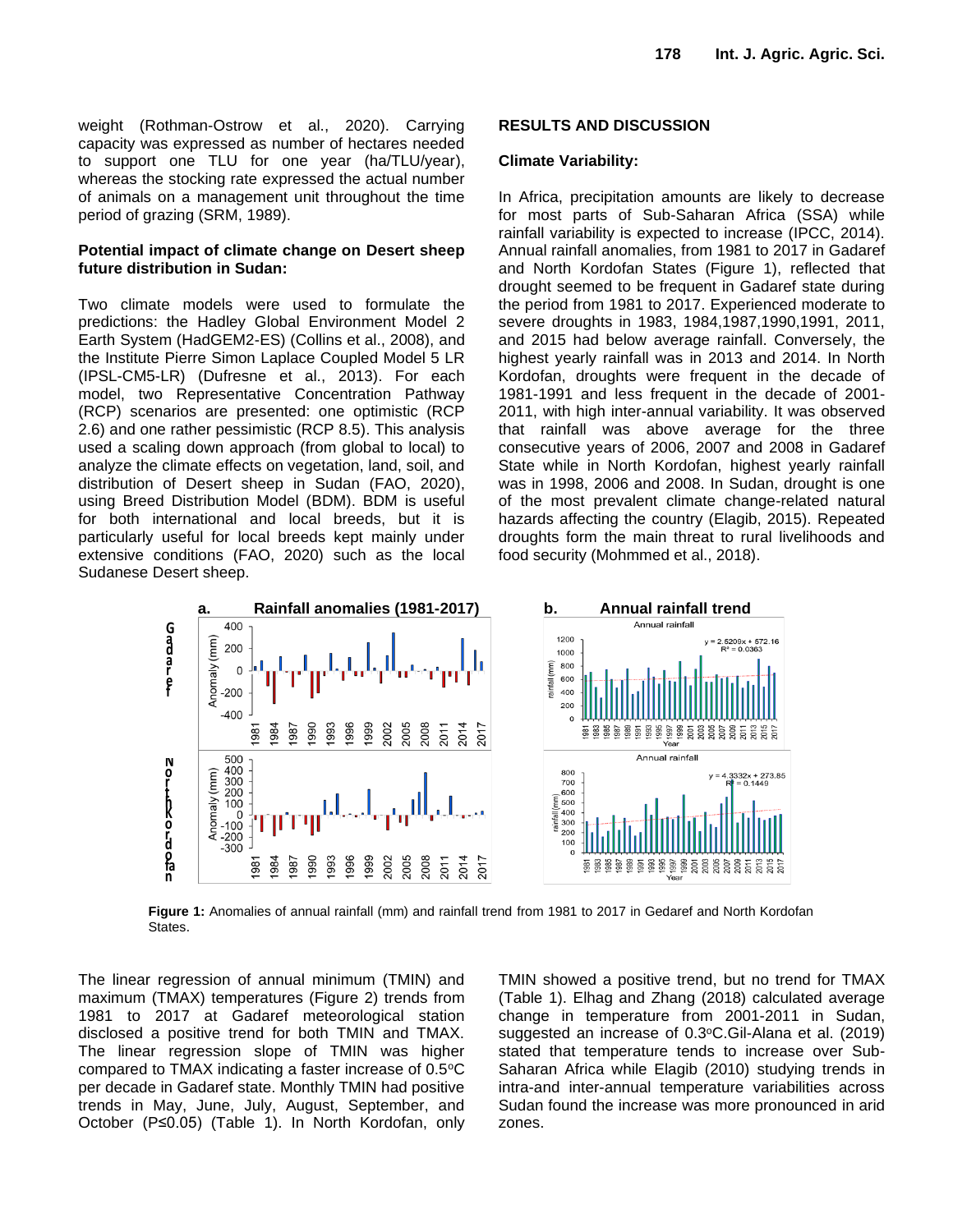weight (Rothman-Ostrow et al., 2020). Carrying capacity was expressed as number of hectares needed to support one TLU for one year (ha/TLU/year), whereas the stocking rate expressed the actual number of animals on a management unit throughout the time period of grazing (SRM, 1989).

### Potential impact of climate change on Desert sheep future distribution in Sudan:

Two climate models were used to formulate the predictions: the Hadley Global Environment Model 2 Earth System (HadGEM2-ES) (Collins et al., 2008), and the Institute Pierre Simon Laplace Coupled Model 5 LR (IPSL-CM5-LR) (Dufresne et al., 2013). For each model, two Representative Concentration Pathway (RCP) scenarios are presented: one optimistic (RCP 2.6) and one rather pessimistic (RCP 8.5). This analysis used a scaling down approach (from global to local) to analyze the climate effects on vegetation, land, soil, and distribution of Desert sheep in Sudan (FAO, 2020), using Breed Distribution Model (BDM). BDM is useful for both international and local breeds, but it is particularly useful for local breeds kept mainly under extensive conditions (FAO, 2020) such as the local Sudanese Desert sheep.

## RESULTS AND DISCUSSION

### Climate Variability:

In Africa, precipitation amounts are likely to decrease for most parts of Sub-Saharan Africa (SSA) while rainfall variability is expected to increase (IPCC, 2014). Annual rainfall anomalies, from 1981 to 2017 in Gadaref and North Kordofan States (Figure 1), reflected that drought seemed to be frequent in Gadaref state during the period from 1981 to 2017. Experienced moderate to severe droughts in 1983, 1984,1987,1990,1991, 2011, and 2015 had below average rainfall. Conversely, the highest yearly rainfall was in 2013 and 2014. In North Kordofan, droughts were frequent in the decade of 1981-1991 and less frequent in the decade of 2001-2011, with high inter-annual variability. It was observed that rainfall was above average for the three consecutive years of 2006, 2007 and 2008 in Gadaref State while in North Kordofan, highest yearly rainfall was in 1998, 2006 and 2008. In Sudan, drought is one of the most prevalent climate change-related natural hazards affecting the country (Elagib, 2015). Repeated droughts form the main threat to rural livelihoods and food security (Mohmmed et al., 2018).

**Figure 1:** Anomalies of annual rainfall (mm) and rainfall trend from 1981 to 2017 in Gedaref and North Kordofan States.

The linear regression of annual minimum (TMIN) and maximum (TMAX) temperatures (Figure 2) trends from 1981 to 2017 at Gadaref meteorological station disclosed a positive trend for both TMIN and TMAX. The linear regression slope of TMIN was higher compared to TMAX indicating a faster increase of 0.5°C per decade in Gadaref state. Monthly TMIN had positive trends in May, June, July, August, September, and October ($P \leq 0.05$) (Table 1). In North Kordofan, only TMIN showed a positive trend, but no trend for TMAX (Table 1). Elhag and Zhang (2018) calculated average change in temperature from 2001-2011 in Sudan, suggested an increase of 0.3°C.Gil-Alana et al. (2019) stated that temperature tends to increase over Sub-Saharan Africa while Elagib (2010) studying trends in intra-and inter-annual temperature variabilities across Sudan found the increase was more pronounced in arid zones.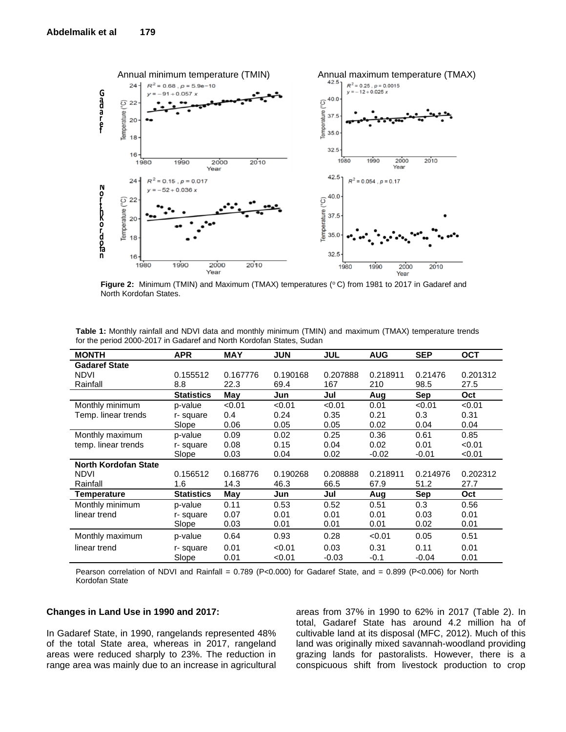Figure 2: Minimum (TMIN) and Maximum (TMAX) temperatures (° C) from 1981 to 2017 in Gadaref and North Kordofan States.

**Table 1:** Monthly rainfall and NDVI data and monthly minimum (TMIN) and maximum (TMAX) temperature trends for the period 2000-2017 in Gadaref and North Kordofan States, Sudan

| MONTH | APR | MAY | JUN | JUL | AUG | SEP | OCT |
|---|---|---|---|---|---|---|---|
| **Gadaref State** | | | | | | | |
| NDVI | 0.155512 | 0.167776 | 0.190168 | 0.207888 | 0.218911 | 0.21476 | 0.201312 |
| Rainfall | 8.8 | 22.3 | 69.4 | 167 | 210 | 98.5 | 27.5 |
| | **Statistics** | **May** | **Jun** | **Jul** | **Aug** | **Sep** | **Oct** |
| Monthly minimum | p-value | <0.01 | <0.01 | <0.01 | 0.01 | <0.01 | <0.01 |
| Temp. linear trends | r- square | 0.4 | 0.24 | 0.35 | 0.21 | 0.3 | 0.31 |
| | Slope | 0.06 | 0.05 | 0.05 | 0.02 | 0.04 | 0.04 |
| Monthly maximum | p-value | 0.09 | 0.02 | 0.25 | 0.36 | 0.61 | 0.85 |
| temp. linear trends | r- square | 0.08 | 0.15 | 0.04 | 0.02 | 0.01 | <0.01 |
| | Slope | 0.03 | 0.04 | 0.02 | -0.02 | -0.01 | <0.01 |
| **North Kordofan State** | | | | | | | |
| NDVI | 0.156512 | 0.168776 | 0.190268 | 0.208888 | 0.218911 | 0.214976 | 0.202312 |
| Rainfall | 1.6 | 14.3 | 46.3 | 66.5 | 67.9 | 51.2 | 27.7 |
| **Temperature** | **Statistics** | **May** | **Jun** | **Jul** | **Aug** | **Sep** | **Oct** |
| Monthly minimum | p-value | 0.11 | 0.53 | 0.52 | 0.51 | 0.3 | 0.56 |
| linear trend | r- square | 0.07 | 0.01 | 0.01 | 0.01 | 0.03 | 0.01 |
| | Slope | 0.03 | 0.01 | 0.01 | 0.01 | 0.02 | 0.01 |
| Monthly maximum | p-value | 0.64 | 0.93 | 0.28 | <0.01 | 0.05 | 0.51 |
| linear trend | r- square | 0.01 | <0.01 | 0.03 | 0.31 | 0.11 | 0.01 |
| | Slope | 0.01 | <0.01 | -0.03 | -0.1 | -0.04 | 0.01 |

Pearson correlation of NDVI and Rainfall = 0.789 (P<0.000) for Gadaref State, and = 0.899 (P<0.006) for North Kordofan State

**Changes in Land Use in 1990 and 2017:**

In Gadaref State, in 1990, rangelands represented 48% of the total State area, whereas in 2017, rangeland areas were reduced sharply to 23%. The reduction in range area was mainly due to an increase in agricultural areas from 37% in 1990 to 62% in 2017 (Table 2). In total, Gadaref State has around 4.2 million ha of cultivable land at its disposal (MFC, 2012). Much of this land was originally mixed savannah-woodland providing grazing lands for pastoralists. However, there is a conspicuous shift from livestock production to crop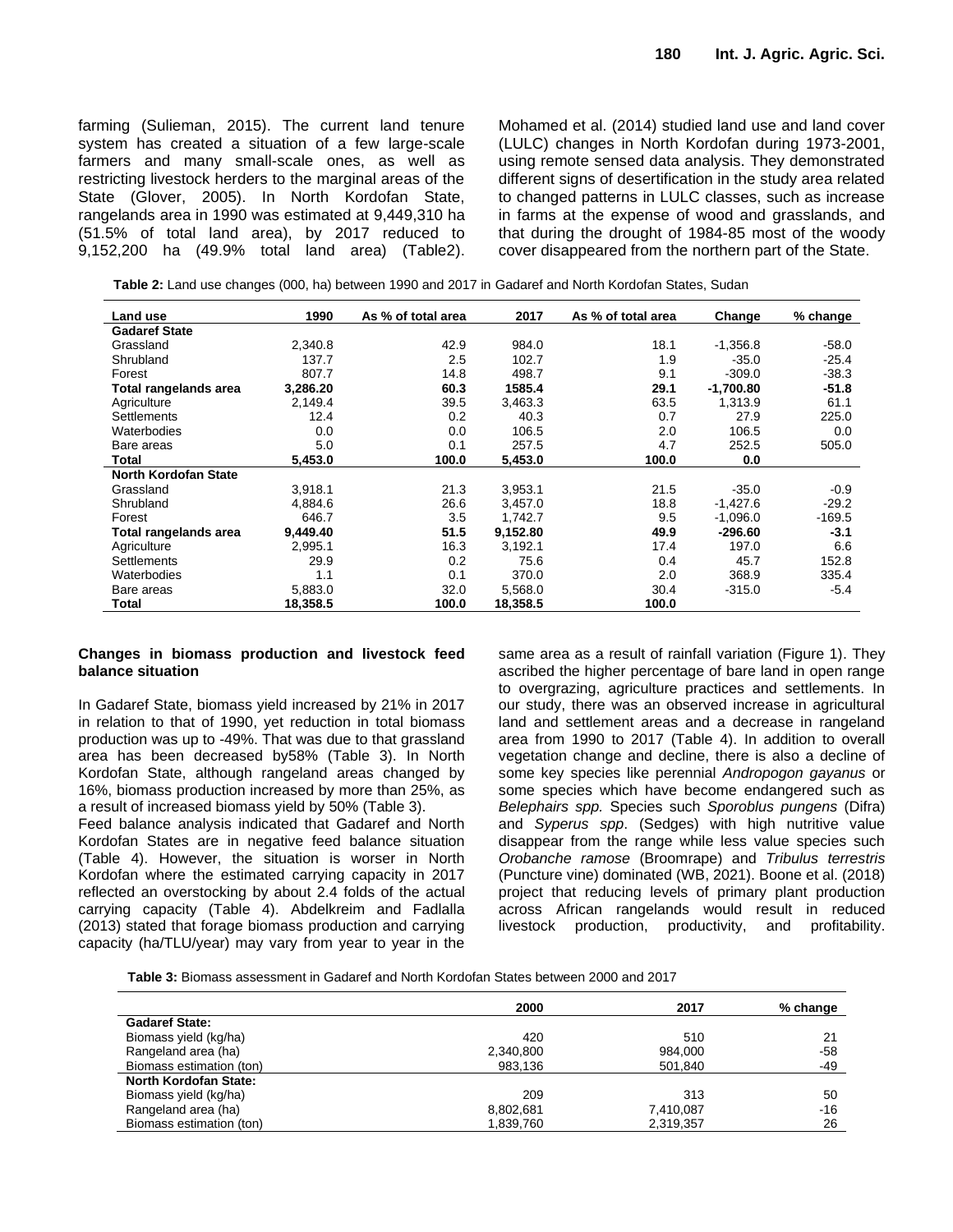farming (Sulieman, 2015). The current land tenure system has created a situation of a few large-scale farmers and many small-scale ones, as well as restricting livestock herders to the marginal areas of the State (Glover, 2005). In North Kordofan State, rangelands area in 1990 was estimated at 9,449,310 ha (51.5% of total land area), by 2017 reduced to 9,152,200 ha (49.9% total land area) (Table2). Mohamed et al. (2014) studied land use and land cover (LULC) changes in North Kordofan during 1973-2001, using remote sensed data analysis. They demonstrated different signs of desertification in the study area related to changed patterns in LULC classes, such as increase in farms at the expense of wood and grasslands, and that during the drought of 1984-85 most of the woody cover disappeared from the northern part of the State.

**Table 2:** Land use changes (000, ha) between 1990 and 2017 in Gadaref and North Kordofan States, Sudan

| Land use | 1990 | As % of total area | 2017 | As % of total area | Change | % change |
|---|---|---|---|---|---|---|
| **Gadaref State** | | | | | | |
| Grassland | 2,340.8 | 42.9 | 984.0 | 18.1 | -1,356.8 | -58.0 |
| Shrubland | 137.7 | 2.5 | 102.7 | 1.9 | -35.0 | -25.4 |
| Forest | 807.7 | 14.8 | 498.7 | 9.1 | -309.0 | -38.3 |
| **Total rangelands area** | **3,286.20** | **60.3** | **1585.4** | **29.1** | **-1,700.80** | **-51.8** |
| Agriculture | 2,149.4 | 39.5 | 3,463.3 | 63.5 | 1,313.9 | 61.1 |
| Settlements | 12.4 | 0.2 | 40.3 | 0.7 | 27.9 | 225.0 |
| Waterbodies | 0.0 | 0.0 | 106.5 | 2.0 | 106.5 | 0.0 |
| Bare areas | 5.0 | 0.1 | 257.5 | 4.7 | 252.5 | 505.0 |
| **Total** | **5,453.0** | **100.0** | **5,453.0** | **100.0** | **0.0** | |
| **North Kordofan State** | | | | | | |
| Grassland | 3,918.1 | 21.3 | 3,953.1 | 21.5 | -35.0 | -0.9 |
| Shrubland | 4,884.6 | 26.6 | 3,457.0 | 18.8 | -1,427.6 | -29.2 |
| Forest | 646.7 | 3.5 | 1,742.7 | 9.5 | -1,096.0 | -169.5 |
| **Total rangelands area** | **9,449.40** | **51.5** | **9,152.80** | **49.9** | **-296.60** | **-3.1** |
| Agriculture | 2,995.1 | 16.3 | 3,192.1 | 17.4 | 197.0 | 6.6 |
| Settlements | 29.9 | 0.2 | 75.6 | 0.4 | 45.7 | 152.8 |
| Waterbodies | 1.1 | 0.1 | 370.0 | 2.0 | 368.9 | 335.4 |
| Bare areas | 5,883.0 | 32.0 | 5,568.0 | 30.4 | -315.0 | -5.4 |
| **Total** | **18,358.5** | **100.0** | **18,358.5** | **100.0** | | |

### Changes in biomass production and livestock feed balance situation

In Gadaref State, biomass yield increased by 21% in 2017 in relation to that of 1990, yet reduction in total biomass production was up to -49%. That was due to that grassland area has been decreased by58% (Table 3). In North Kordofan State, although rangeland areas changed by 16%, biomass production increased by more than 25%, as a result of increased biomass yield by 50% (Table 3).

Feed balance analysis indicated that Gadaref and North Kordofan States are in negative feed balance situation (Table 4). However, the situation is worser in North Kordofan where the estimated carrying capacity in 2017 reflected an overstocking by about 2.4 folds of the actual carrying capacity (Table 4). Abdelkreim and Fadlalla (2013) stated that forage biomass production and carrying capacity (ha/TLU/year) may vary from year to year in the same area as a result of rainfall variation (Figure 1). They ascribed the higher percentage of bare land in open range to overgrazing, agriculture practices and settlements. In our study, there was an observed increase in agricultural land and settlement areas and a decrease in rangeland area from 1990 to 2017 (Table 4). In addition to overall vegetation change and decline, there is also a decline of some key species like perennial *Andropogon gayanus* or some species which have become endangered such as *Belephairs spp.* Species such *Sporoblus pungens* (Difra) and *Syperus spp*. (Sedges) with high nutritive value disappear from the range while less value species such *Orobanche ramose* (Broomrape) and *Tribulus terrestris* (Puncture vine) dominated (WB, 2021). Boone et al. (2018) project that reducing levels of primary plant production across African rangelands would result in reduced livestock production, productivity, and profitability.

**Table 3:** Biomass assessment in Gadaref and North Kordofan States between 2000 and 2017

| | 2000 | 2017 | % change |
|---|---|---|---|
| **Gadaref State:** | | | |
| Biomass yield (kg/ha) | 420 | 510 | 21 |
| Rangeland area (ha) | 2,340,800 | 984,000 | -58 |
| Biomass estimation (ton) | 983,136 | 501,840 | -49 |
| **North Kordofan State:** | | | |
| Biomass yield (kg/ha) | 209 | 313 | 50 |
| Rangeland area (ha) | 8,802,681 | 7,410,087 | -16 |
| Biomass estimation (ton) | 1,839,760 | 2,319,357 | 26 |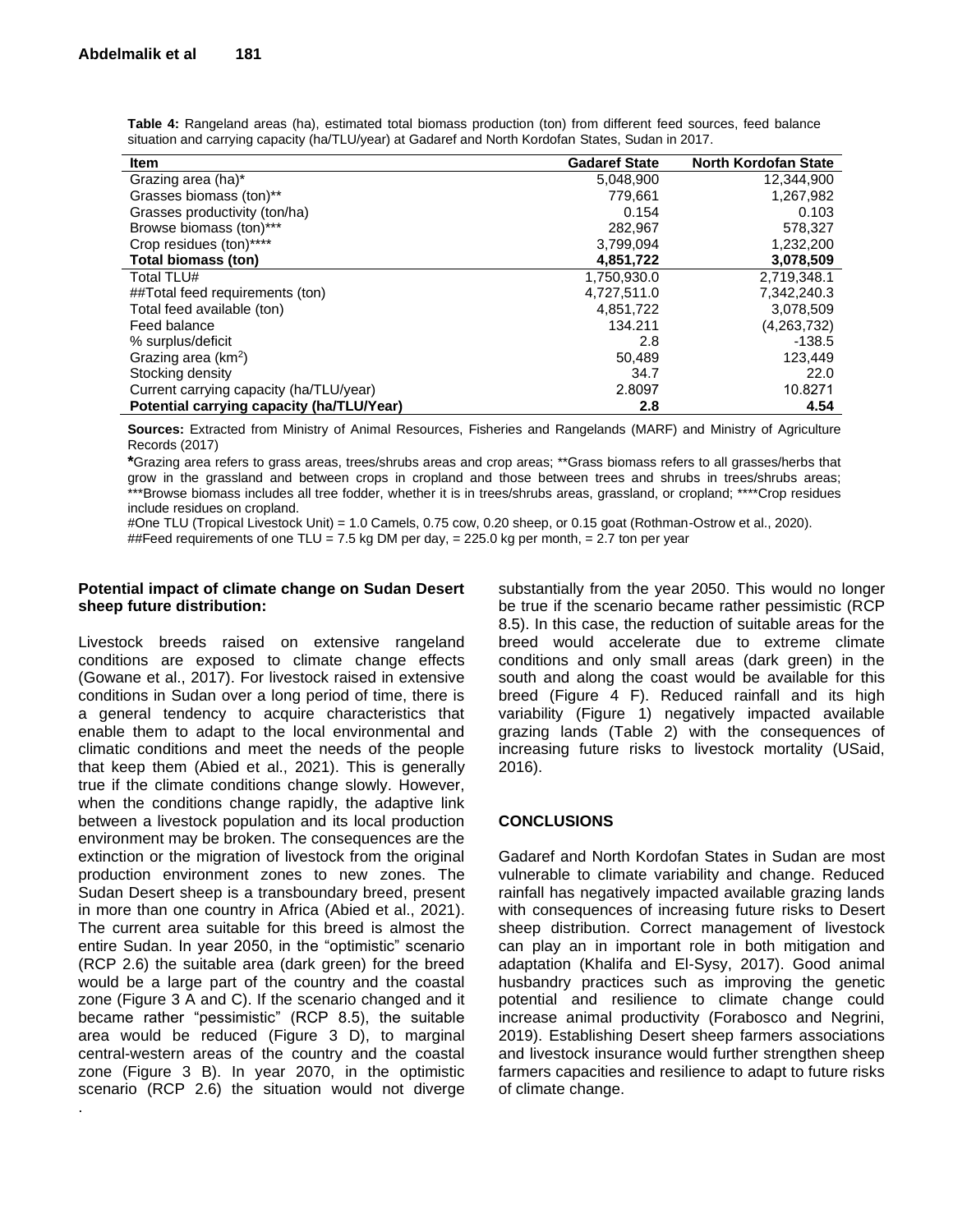**Table 4:** Rangeland areas (ha), estimated total biomass production (ton) from different feed sources, feed balance situation and carrying capacity (ha/TLU/year) at Gadaref and North Kordofan States, Sudan in 2017.

| Item | Gadaref State | North Kordofan State |
|---|---|---|
| Grazing area (ha)* | 5,048,900 | 12,344,900 |
| Grasses biomass (ton)** | 779,661 | 1,267,982 |
| Grasses productivity (ton/ha) | 0.154 | 0.103 |
| Browse biomass (ton)*** | 282,967 | 578,327 |
| Crop residues (ton)**** | 3,799,094 | 1,232,200 |
| **Total biomass (ton)** | **4,851,722** | **3,078,509** |
| Total TLU# | 1,750,930.0 | 2,719,348.1 |
| ##Total feed requirements (ton) | 4,727,511.0 | 7,342,240.3 |
| Total feed available (ton) | 4,851,722 | 3,078,509 |
| Feed balance | 134.211 | (4,263,732) |
| % surplus/deficit | 2.8 | -138.5 |
| Grazing area ($km^2$) | 50,489 | 123,449 |
| Stocking density | 34.7 | 22.0 |
| Current carrying capacity (ha/TLU/year) | 2.8097 | 10.8271 |
| **Potential carrying capacity (ha/TLU/Year)** | **2.8** | **4.54** |

**Sources:** Extracted from Ministry of Animal Resources, Fisheries and Rangelands (MARF) and Ministry of Agriculture Records (2017)

*Grazing area refers to grass areas, trees/shrubs areas and crop areas; **Grass biomass refers to all grasses/herbs that grow in the grassland and between crops in cropland and those between trees and shrubs in trees/shrubs areas; ***Browse biomass includes all tree fodder, whether it is in trees/shrubs areas, grassland, or cropland; ****Crop residues include residues on cropland.

#One TLU (Tropical Livestock Unit) = 1.0 Camels, 0.75 cow, 0.20 sheep, or 0.15 goat (Rothman-Ostrow et al., 2020).
##Feed requirements of one TLU = 7.5 kg DM per day, = 225.0 kg per month, = 2.7 ton per year

**Potential impact of climate change on Sudan Desert sheep future distribution:**

Livestock breeds raised on extensive rangeland conditions are exposed to climate change effects (Gowane et al., 2017). For livestock raised in extensive conditions in Sudan over a long period of time, there is a general tendency to acquire characteristics that enable them to adapt to the local environmental and climatic conditions and meet the needs of the people that keep them (Abied et al., 2021). This is generally true if the climate conditions change slowly. However, when the conditions change rapidly, the adaptive link between a livestock population and its local production environment may be broken. The consequences are the extinction or the migration of livestock from the original production environment zones to new zones. The Sudan Desert sheep is a transboundary breed, present in more than one country in Africa (Abied et al., 2021). The current area suitable for this breed is almost the entire Sudan. In year 2050, in the "optimistic" scenario (RCP 2.6) the suitable area (dark green) for the breed would be a large part of the country and the coastal zone (Figure 3 A and C). If the scenario changed and it became rather "pessimistic" (RCP 8.5), the suitable area would be reduced (Figure 3 D), to marginal central-western areas of the country and the coastal zone (Figure 3 B). In year 2070, in the optimistic scenario (RCP 2.6) the situation would not diverge substantially from the year 2050. This would no longer be true if the scenario became rather pessimistic (RCP 8.5). In this case, the reduction of suitable areas for the breed would accelerate due to extreme climate conditions and only small areas (dark green) in the south and along the coast would be available for this breed (Figure 4 F). Reduced rainfall and its high variability (Figure 1) negatively impacted available grazing lands (Table 2) with the consequences of increasing future risks to livestock mortality (USaid, 2016).

## CONCLUSIONS

Gadaref and North Kordofan States in Sudan are most vulnerable to climate variability and change. Reduced rainfall has negatively impacted available grazing lands with consequences of increasing future risks to Desert sheep distribution. Correct management of livestock can play an in important role in both mitigation and adaptation (Khalifa and El-Sysy, 2017). Good animal husbandry practices such as improving the genetic potential and resilience to climate change could increase animal productivity (Forabosco and Negrini, 2019). Establishing Desert sheep farmers associations and livestock insurance would further strengthen sheep farmers capacities and resilience to adapt to future risks of climate change.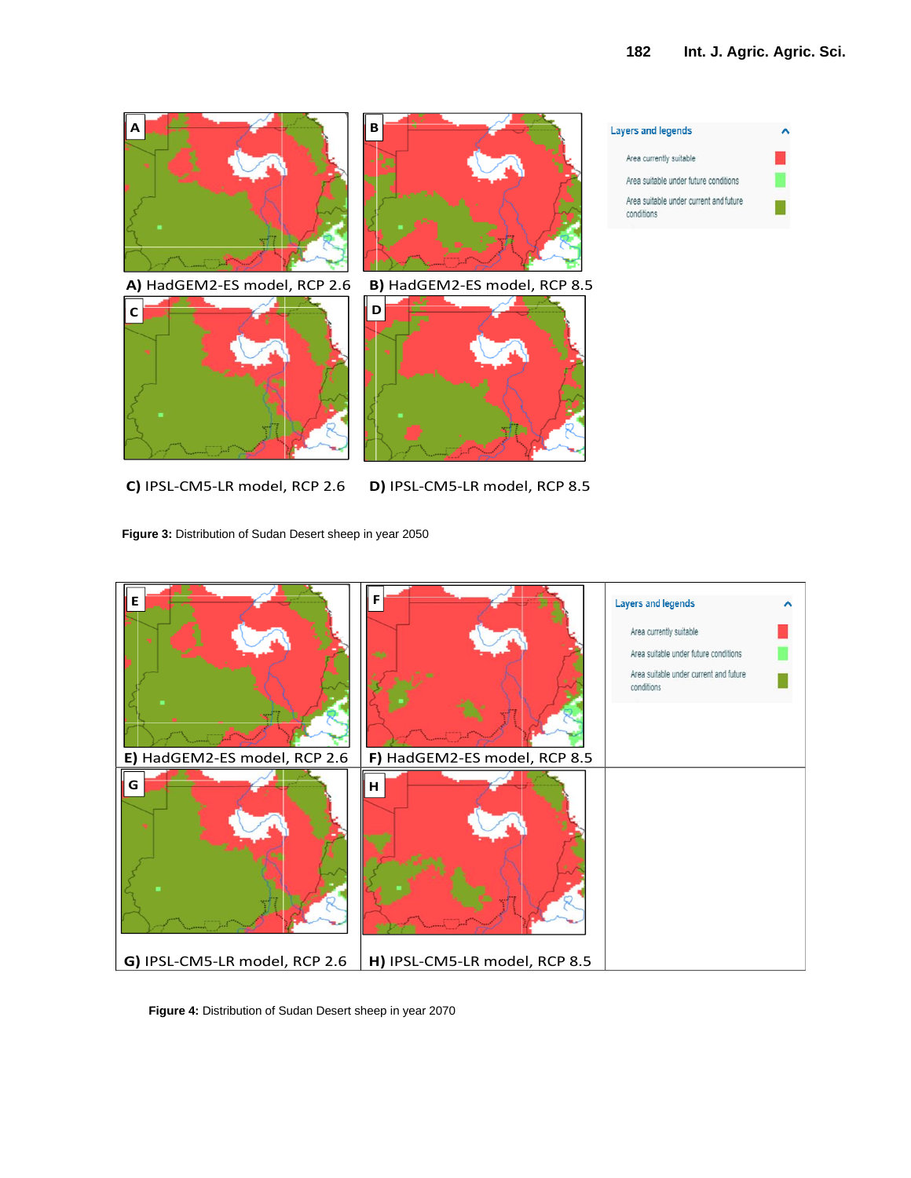A) HadGEM2-ES model, RCP 2.6

B) HadGEM2-ES model, RCP 8.5

C) IPSL-CM5-LR model, RCP 2.6

D) IPSL-CM5-LR model, RCP 8.5

Layers and legends: Area currently suitable; Area suitable under future conditions; Area suitable under current and future conditions

**Figure 3:** Distribution of Sudan Desert sheep in year 2050

E) HadGEM2-ES model, RCP 2.6

F) HadGEM2-ES model, RCP 8.5

G) IPSL-CM5-LR model, RCP 2.6

H) IPSL-CM5-LR model, RCP 8.5

Layers and legends: Area currently suitable; Area suitable under future conditions; Area suitable under current and future conditions

**Figure 4:** Distribution of Sudan Desert sheep in year 2070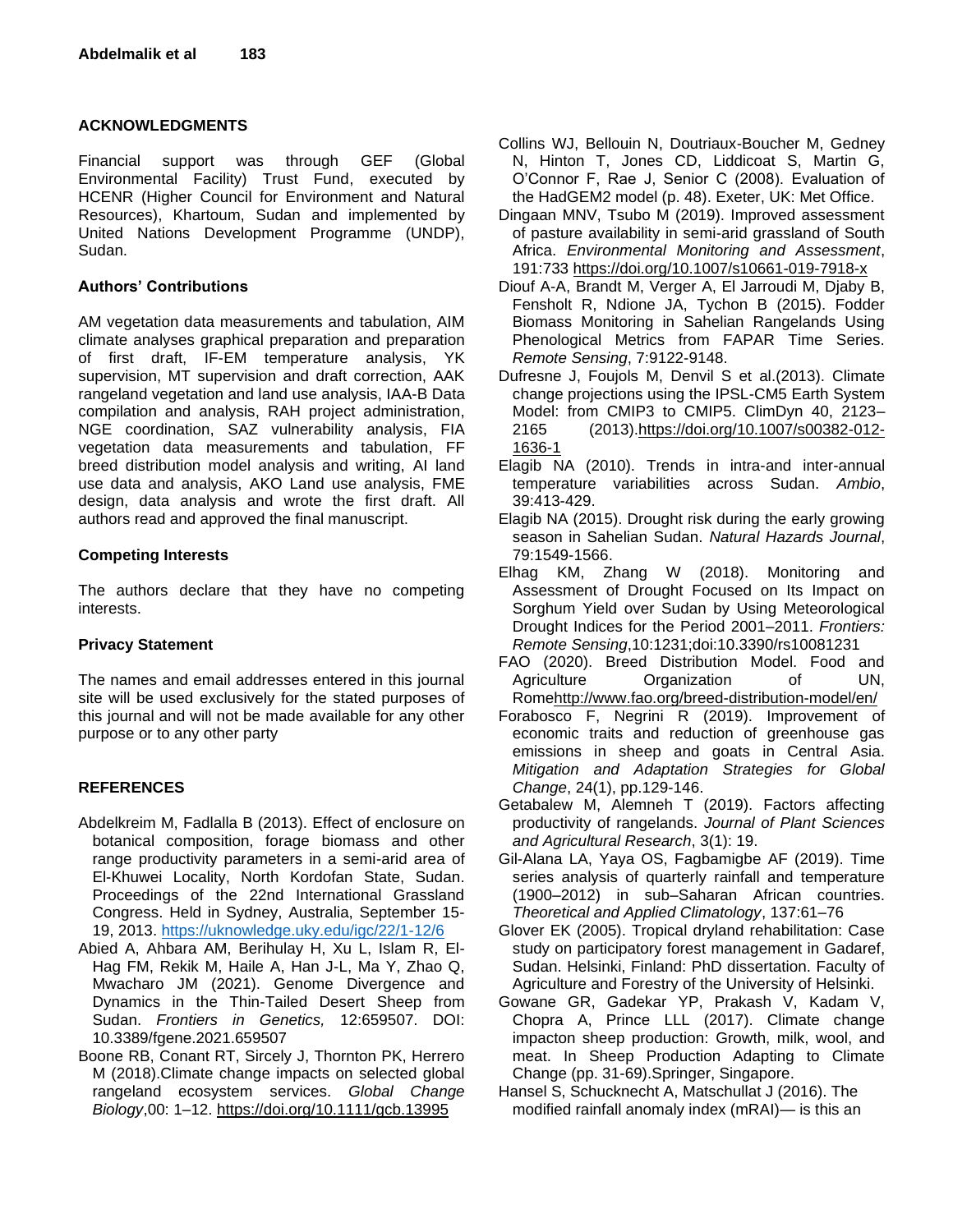## ACKNOWLEDGMENTS

Financial support was through GEF (Global Environmental Facility) Trust Fund, executed by HCENR (Higher Council for Environment and Natural Resources), Khartoum, Sudan and implemented by United Nations Development Programme (UNDP), Sudan.

### Authors' Contributions

AM vegetation data measurements and tabulation, AIM climate analyses graphical preparation and preparation of first draft, IF-EM temperature analysis, YK supervision, MT supervision and draft correction, AAK rangeland vegetation and land use analysis, IAA-B Data compilation and analysis, RAH project administration, NGE coordination, SAZ vulnerability analysis, FIA vegetation data measurements and tabulation, FF breed distribution model analysis and writing, AI land use data and analysis, AKO Land use analysis, FME design, data analysis and wrote the first draft. All authors read and approved the final manuscript.

### Competing Interests

The authors declare that they have no competing interests.

### Privacy Statement

The names and email addresses entered in this journal site will be used exclusively for the stated purposes of this journal and will not be made available for any other purpose or to any other party

## REFERENCES

Abdelkreim M, Fadlalla B (2013). Effect of enclosure on botanical composition, forage biomass and other range productivity parameters in a semi-arid area of El-Khuwei Locality, North Kordofan State, Sudan. Proceedings of the 22nd International Grassland Congress. Held in Sydney, Australia, September 15-19, 2013. https://uknowledge.uky.edu/igc/22/1-12/6

Abied A, Ahbara AM, Berihulay H, Xu L, Islam R, El-Hag FM, Rekik M, Haile A, Han J-L, Ma Y, Zhao Q, Mwacharo JM (2021). Genome Divergence and Dynamics in the Thin-Tailed Desert Sheep from Sudan. *Frontiers in Genetics,* 12:659507. DOI: 10.3389/fgene.2021.659507

Boone RB, Conant RT, Sircely J, Thornton PK, Herrero M (2018).Climate change impacts on selected global rangeland ecosystem services. *Global Change Biology*,00: 1–12. https://doi.org/10.1111/gcb.13995

Collins WJ, Bellouin N, Doutriaux-Boucher M, Gedney N, Hinton T, Jones CD, Liddicoat S, Martin G, O'Connor F, Rae J, Senior C (2008). Evaluation of the HadGEM2 model (p. 48). Exeter, UK: Met Office.

Dingaan MNV, Tsubo M (2019). Improved assessment of pasture availability in semi-arid grassland of South Africa. *Environmental Monitoring and Assessment*, 191:733 https://doi.org/10.1007/s10661-019-7918-x

Diouf A-A, Brandt M, Verger A, El Jarroudi M, Djaby B, Fensholt R, Ndione JA, Tychon B (2015). Fodder Biomass Monitoring in Sahelian Rangelands Using Phenological Metrics from FAPAR Time Series. *Remote Sensing*, 7:9122-9148.

Dufresne J, Foujols M, Denvil S et al.(2013). Climate change projections using the IPSL-CM5 Earth System Model: from CMIP3 to CMIP5. ClimDyn 40, 2123–2165 (2013).https://doi.org/10.1007/s00382-012-1636-1

Elagib NA (2010). Trends in intra-and inter-annual temperature variabilities across Sudan. *Ambio*, 39:413-429.

Elagib NA (2015). Drought risk during the early growing season in Sahelian Sudan. *Natural Hazards Journal*, 79:1549-1566.

Elhag KM, Zhang W (2018). Monitoring and Assessment of Drought Focused on Its Impact on Sorghum Yield over Sudan by Using Meteorological Drought Indices for the Period 2001–2011. *Frontiers: Remote Sensing*,10:1231;doi:10.3390/rs10081231

FAO (2020). Breed Distribution Model. Food and Agriculture Organization of UN, Romehttp://www.fao.org/breed-distribution-model/en/

Forabosco F, Negrini R (2019). Improvement of economic traits and reduction of greenhouse gas emissions in sheep and goats in Central Asia. *Mitigation and Adaptation Strategies for Global Change*, 24(1), pp.129-146.

Getabalew M, Alemneh T (2019). Factors affecting productivity of rangelands. *Journal of Plant Sciences and Agricultural Research*, 3(1): 19.

Gil-Alana LA, Yaya OS, Fagbamigbe AF (2019). Time series analysis of quarterly rainfall and temperature (1900–2012) in sub–Saharan African countries. *Theoretical and Applied Climatology*, 137:61–76

Glover EK (2005). Tropical dryland rehabilitation: Case study on participatory forest management in Gadaref, Sudan. Helsinki, Finland: PhD dissertation. Faculty of Agriculture and Forestry of the University of Helsinki.

Gowane GR, Gadekar YP, Prakash V, Kadam V, Chopra A, Prince LLL (2017). Climate change impacton sheep production: Growth, milk, wool, and meat. In Sheep Production Adapting to Climate Change (pp. 31-69).Springer, Singapore.

Hansel S, Schucknecht A, Matschullat J (2016). The modified rainfall anomaly index (mRAI)— is this an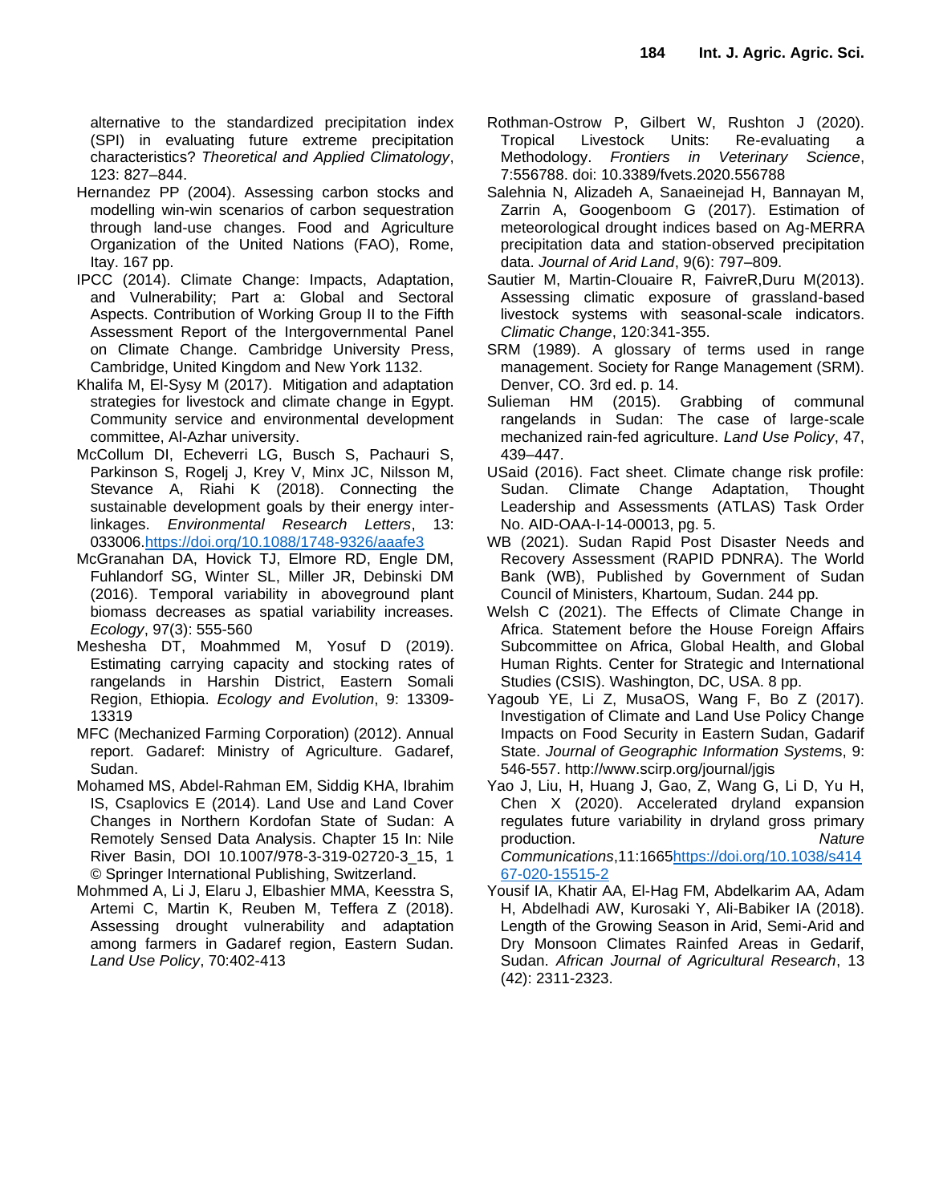alternative to the standardized precipitation index (SPI) in evaluating future extreme precipitation characteristics? *Theoretical and Applied Climatology*, 123: 827–844.

Hernandez PP (2004). Assessing carbon stocks and modelling win-win scenarios of carbon sequestration through land-use changes. Food and Agriculture Organization of the United Nations (FAO), Rome, Itay. 167 pp.

IPCC (2014). Climate Change: Impacts, Adaptation, and Vulnerability; Part a: Global and Sectoral Aspects. Contribution of Working Group II to the Fifth Assessment Report of the Intergovernmental Panel on Climate Change. Cambridge University Press, Cambridge, United Kingdom and New York 1132.

Khalifa M, El-Sysy M (2017). Mitigation and adaptation strategies for livestock and climate change in Egypt. Community service and environmental development committee, Al-Azhar university.

McCollum DI, Echeverri LG, Busch S, Pachauri S, Parkinson S, Rogelj J, Krey V, Minx JC, Nilsson M, Stevance A, Riahi K (2018). Connecting the sustainable development goals by their energy inter-linkages. *Environmental Research Letters*, 13: 033006.https://doi.org/10.1088/1748-9326/aaafe3

McGranahan DA, Hovick TJ, Elmore RD, Engle DM, Fuhlandorf SG, Winter SL, Miller JR, Debinski DM (2016). Temporal variability in aboveground plant biomass decreases as spatial variability increases. *Ecology*, 97(3): 555-560

Meshesha DT, Moahmmed M, Yosuf D (2019). Estimating carrying capacity and stocking rates of rangelands in Harshin District, Eastern Somali Region, Ethiopia. *Ecology and Evolution*, 9: 13309-13319

MFC (Mechanized Farming Corporation) (2012). Annual report. Gadaref: Ministry of Agriculture. Gadaref, Sudan.

Mohamed MS, Abdel-Rahman EM, Siddig KHA, Ibrahim IS, Csaplovics E (2014). Land Use and Land Cover Changes in Northern Kordofan State of Sudan: A Remotely Sensed Data Analysis. Chapter 15 In: Nile River Basin, DOI 10.1007/978-3-319-02720-3_15, 1 © Springer International Publishing, Switzerland.

Mohmmed A, Li J, Elaru J, Elbashier MMA, Keesstra S, Artemi C, Martin K, Reuben M, Teffera Z (2018). Assessing drought vulnerability and adaptation among farmers in Gadaref region, Eastern Sudan. *Land Use Policy*, 70:402-413

Rothman-Ostrow P, Gilbert W, Rushton J (2020). Tropical Livestock Units: Re-evaluating a Methodology. *Frontiers in Veterinary Science*, 7:556788. doi: 10.3389/fvets.2020.556788

Salehnia N, Alizadeh A, Sanaeinejad H, Bannayan M, Zarrin A, Googenboom G (2017). Estimation of meteorological drought indices based on Ag-MERRA precipitation data and station-observed precipitation data. *Journal of Arid Land*, 9(6): 797–809.

Sautier M, Martin-Clouaire R, FaivreR,Duru M(2013). Assessing climatic exposure of grassland-based livestock systems with seasonal-scale indicators. *Climatic Change*, 120:341-355.

SRM (1989). A glossary of terms used in range management. Society for Range Management (SRM). Denver, CO. 3rd ed. p. 14.

Sulieman HM (2015). Grabbing of communal rangelands in Sudan: The case of large-scale mechanized rain-fed agriculture. *Land Use Policy*, 47, 439–447.

USaid (2016). Fact sheet. Climate change risk profile: Sudan. Climate Change Adaptation, Thought Leadership and Assessments (ATLAS) Task Order No. AID-OAA-I-14-00013, pg. 5.

WB (2021). Sudan Rapid Post Disaster Needs and Recovery Assessment (RAPID PDNRA). The World Bank (WB), Published by Government of Sudan Council of Ministers, Khartoum, Sudan. 244 pp.

Welsh C (2021). The Effects of Climate Change in Africa. Statement before the House Foreign Affairs Subcommittee on Africa, Global Health, and Global Human Rights. Center for Strategic and International Studies (CSIS). Washington, DC, USA. 8 pp.

Yagoub YE, Li Z, MusaOS, Wang F, Bo Z (2017). Investigation of Climate and Land Use Policy Change Impacts on Food Security in Eastern Sudan, Gadarif State. *Journal of Geographic Information Systems*, 9: 546-557. http://www.scirp.org/journal/jgis

Yao J, Liu, H, Huang J, Gao, Z, Wang G, Li D, Yu H, Chen X (2020). Accelerated dryland expansion regulates future variability in dryland gross primary production. *Nature Communications*,11:1665https://doi.org/10.1038/s41467-020-15515-2

Yousif IA, Khatir AA, El-Hag FM, Abdelkarim AA, Adam H, Abdelhadi AW, Kurosaki Y, Ali-Babiker IA (2018). Length of the Growing Season in Arid, Semi-Arid and Dry Monsoon Climates Rainfed Areas in Gedarif, Sudan. *African Journal of Agricultural Research*, 13 (42): 2311-2323.